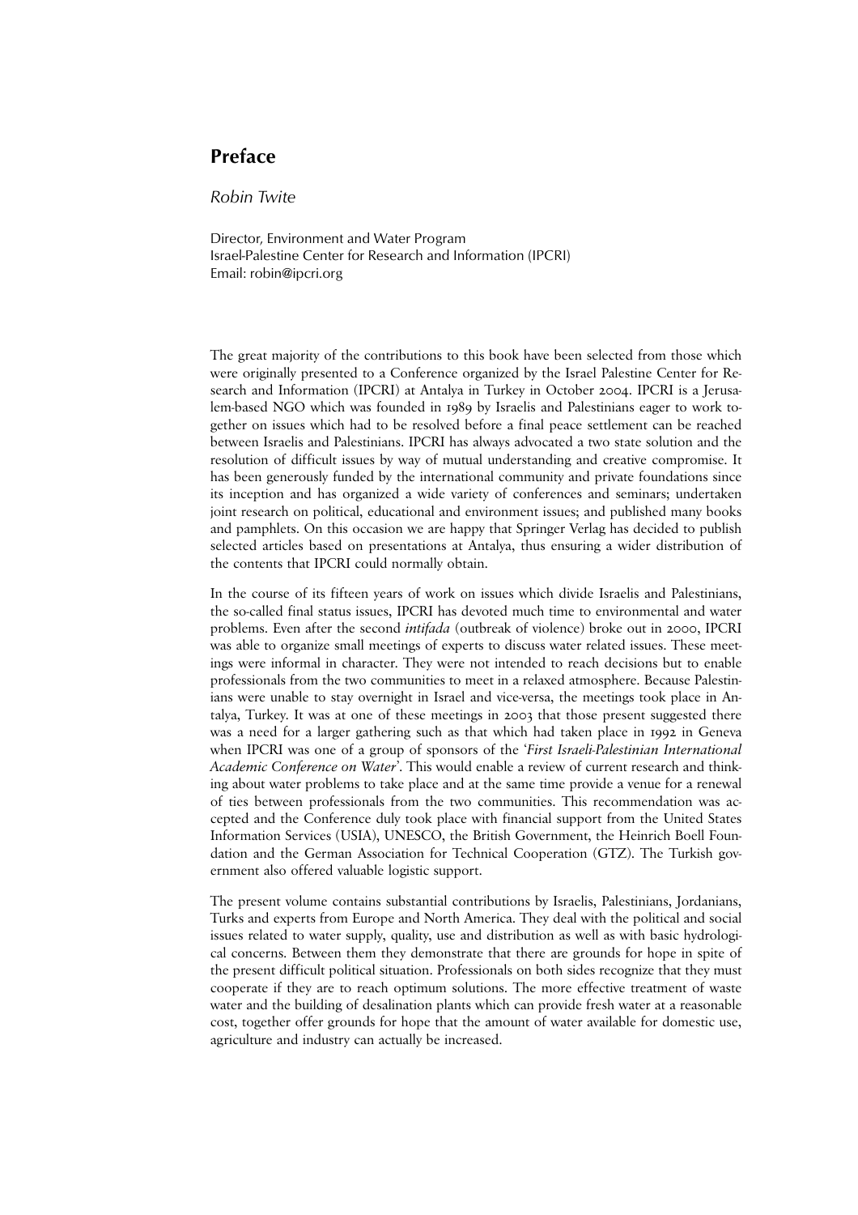# Preface

*Robin Twite*

Director, Environment and Water Program
Israel-Palestine Center for Research and Information (IPCRI)
Email: robin@ipcri.org

The great majority of the contributions to this book have been selected from those which were originally presented to a Conference organized by the Israel Palestine Center for Research and Information (IPCRI) at Antalya in Turkey in October 2004. IPCRI is a Jerusalem-based NGO which was founded in 1989 by Israelis and Palestinians eager to work together on issues which had to be resolved before a final peace settlement can be reached between Israelis and Palestinians. IPCRI has always advocated a two state solution and the resolution of difficult issues by way of mutual understanding and creative compromise. It has been generously funded by the international community and private foundations since its inception and has organized a wide variety of conferences and seminars; undertaken joint research on political, educational and environment issues; and published many books and pamphlets. On this occasion we are happy that Springer Verlag has decided to publish selected articles based on presentations at Antalya, thus ensuring a wider distribution of the contents that IPCRI could normally obtain.

In the course of its fifteen years of work on issues which divide Israelis and Palestinians, the so-called final status issues, IPCRI has devoted much time to environmental and water problems. Even after the second *intifada* (outbreak of violence) broke out in 2000, IPCRI was able to organize small meetings of experts to discuss water related issues. These meetings were informal in character. They were not intended to reach decisions but to enable professionals from the two communities to meet in a relaxed atmosphere. Because Palestinians were unable to stay overnight in Israel and vice-versa, the meetings took place in Antalya, Turkey. It was at one of these meetings in 2003 that those present suggested there was a need for a larger gathering such as that which had taken place in 1992 in Geneva when IPCRI was one of a group of sponsors of the '*First Israeli-Palestinian International Academic Conference on Water*'. This would enable a review of current research and thinking about water problems to take place and at the same time provide a venue for a renewal of ties between professionals from the two communities. This recommendation was accepted and the Conference duly took place with financial support from the United States Information Services (USIA), UNESCO, the British Government, the Heinrich Boell Foundation and the German Association for Technical Cooperation (GTZ). The Turkish government also offered valuable logistic support.

The present volume contains substantial contributions by Israelis, Palestinians, Jordanians, Turks and experts from Europe and North America. They deal with the political and social issues related to water supply, quality, use and distribution as well as with basic hydrological concerns. Between them they demonstrate that there are grounds for hope in spite of the present difficult political situation. Professionals on both sides recognize that they must cooperate if they are to reach optimum solutions. The more effective treatment of waste water and the building of desalination plants which can provide fresh water at a reasonable cost, together offer grounds for hope that the amount of water available for domestic use, agriculture and industry can actually be increased.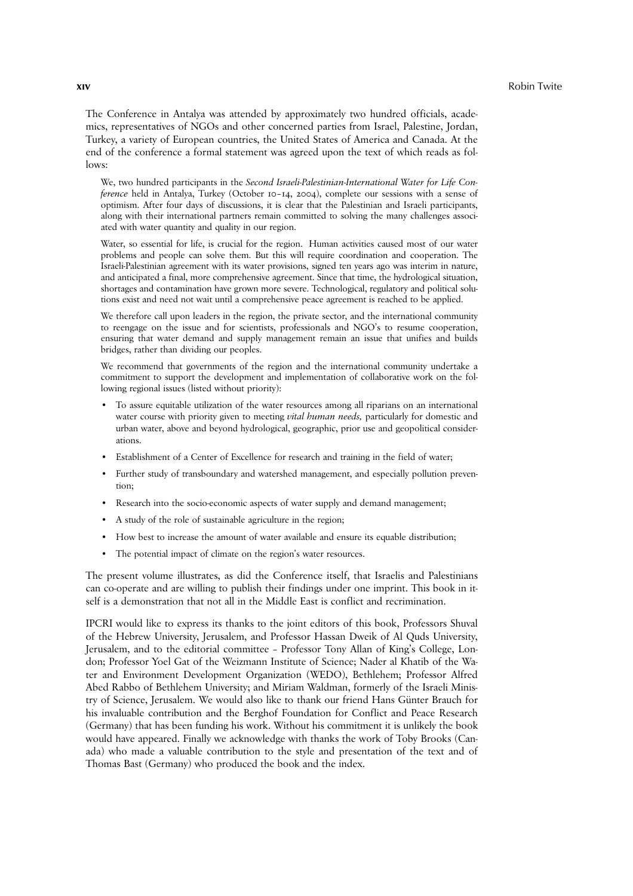The Conference in Antalya was attended by approximately two hundred officials, academics, representatives of NGOs and other concerned parties from Israel, Palestine, Jordan, Turkey, a variety of European countries, the United States of America and Canada. At the end of the conference a formal statement was agreed upon the text of which reads as follows:

> We, two hundred participants in the *Second Israeli-Palestinian-International Water for Life Conference* held in Antalya, Turkey (October 10–14, 2004), complete our sessions with a sense of optimism. After four days of discussions, it is clear that the Palestinian and Israeli participants, along with their international partners remain committed to solving the many challenges associated with water quantity and quality in our region.
>
> Water, so essential for life, is crucial for the region. Human activities caused most of our water problems and people can solve them. But this will require coordination and cooperation. The Israeli-Palestinian agreement with its water provisions, signed ten years ago was interim in nature, and anticipated a final, more comprehensive agreement. Since that time, the hydrological situation, shortages and contamination have grown more severe. Technological, regulatory and political solutions exist and need not wait until a comprehensive peace agreement is reached to be applied.
>
> We therefore call upon leaders in the region, the private sector, and the international community to reengage on the issue and for scientists, professionals and NGO's to resume cooperation, ensuring that water demand and supply management remain an issue that unifies and builds bridges, rather than dividing our peoples.
>
> We recommend that governments of the region and the international community undertake a commitment to support the development and implementation of collaborative work on the following regional issues (listed without priority):
>
> - To assure equitable utilization of the water resources among all riparians on an international water course with priority given to meeting *vital human needs,* particularly for domestic and urban water, above and beyond hydrological, geographic, prior use and geopolitical considerations.
> - Establishment of a Center of Excellence for research and training in the field of water;
> - Further study of transboundary and watershed management, and especially pollution prevention;
> - Research into the socio-economic aspects of water supply and demand management;
> - A study of the role of sustainable agriculture in the region;
> - How best to increase the amount of water available and ensure its equable distribution;
> - The potential impact of climate on the region's water resources.

The present volume illustrates, as did the Conference itself, that Israelis and Palestinians can co-operate and are willing to publish their findings under one imprint. This book in itself is a demonstration that not all in the Middle East is conflict and recrimination.

IPCRI would like to express its thanks to the joint editors of this book, Professors Shuval of the Hebrew University, Jerusalem, and Professor Hassan Dweik of Al Quds University, Jerusalem, and to the editorial committee – Professor Tony Allan of King's College, London; Professor Yoel Gat of the Weizmann Institute of Science; Nader al Khatib of the Water and Environment Development Organization (WEDO), Bethlehem; Professor Alfred Abed Rabbo of Bethlehem University; and Miriam Waldman, formerly of the Israeli Ministry of Science, Jerusalem. We would also like to thank our friend Hans Günter Brauch for his invaluable contribution and the Berghof Foundation for Conflict and Peace Research (Germany) that has been funding his work. Without his commitment it is unlikely the book would have appeared. Finally we acknowledge with thanks the work of Toby Brooks (Canada) who made a valuable contribution to the style and presentation of the text and of Thomas Bast (Germany) who produced the book and the index.